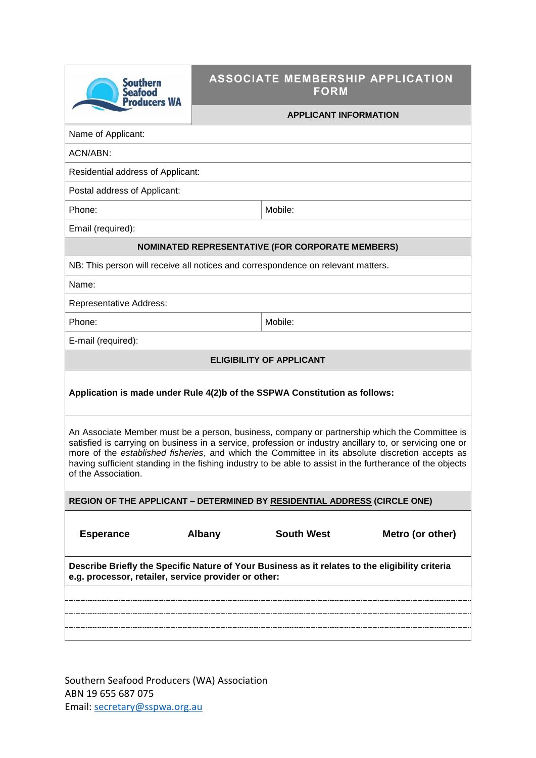Southern Seafood Producers WA

# ASSOCIATE MEMBERSHIP APPLICATION FORM

## APPLICANT INFORMATION

| | |
|---|---|
| Name of Applicant: | |
| ACN/ABN: | |
| Residential address of Applicant: | |
| Postal address of Applicant: | |
| Phone: | Mobile: |
| Email (required): | |

## NOMINATED REPRESENTATIVE (FOR CORPORATE MEMBERS)

NB: This person will receive all notices and correspondence on relevant matters.

| | |
|---|---|
| Name: | |
| Representative Address: | |
| Phone: | Mobile: |
| E-mail (required): | |

## ELIGIBILITY OF APPLICANT

**Application is made under Rule 4(2)b of the SSPWA Constitution as follows:**

An Associate Member must be a person, business, company or partnership which the Committee is satisfied is carrying on business in a service, profession or industry ancillary to, or servicing one or more of the *established fisheries*, and which the Committee in its absolute discretion accepts as having sufficient standing in the fishing industry to be able to assist in the furtherance of the objects of the Association.

**REGION OF THE APPLICANT – DETERMINED BY RESIDENTIAL ADDRESS (CIRCLE ONE)**

| **Esperance** | **Albany** | **South West** | **Metro (or other)** |
|---|---|---|---|

**Describe Briefly the Specific Nature of Your Business as it relates to the eligibility criteria e.g. processor, retailer, service provider or other:**

Southern Seafood Producers (WA) Association
ABN 19 655 687 075
Email: secretary@sspwa.org.au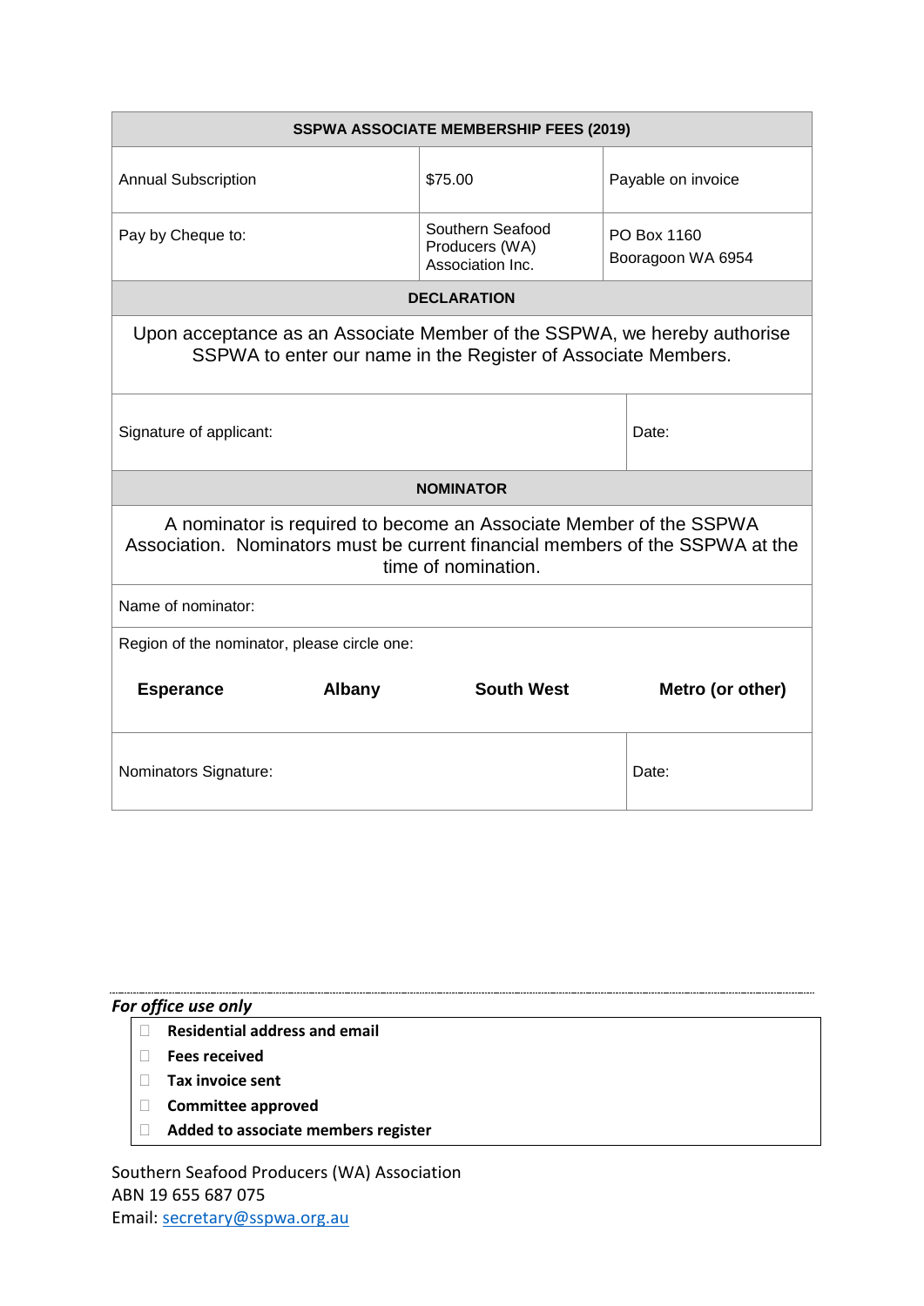| SSPWA ASSOCIATE MEMBERSHIP FEES (2019) | | |
|---|---|---|
| Annual Subscription | $75.00 | Payable on invoice |
| Pay by Cheque to: | Southern Seafood Producers (WA) Association Inc. | PO Box 1160 Booragoon WA 6954 |

| DECLARATION | |
|---|---|
| Upon acceptance as an Associate Member of the SSPWA, we hereby authorise SSPWA to enter our name in the Register of Associate Members. | |
| Signature of applicant: | Date: |

| NOMINATOR | | | |
|---|---|---|---|
| A nominator is required to become an Associate Member of the SSPWA Association. Nominators must be current financial members of the SSPWA at the time of nomination. | | | |
| Name of nominator: | | | |
| Region of the nominator, please circle one: | | | |
| **Esperance** | **Albany** | **South West** | **Metro (or other)** |
| Nominators Signature: | | | Date: |

***For office use only***

- ☐ **Residential address and email**
- ☐ **Fees received**
- ☐ **Tax invoice sent**
- ☐ **Committee approved**
- ☐ **Added to associate members register**

Southern Seafood Producers (WA) Association
ABN 19 655 687 075
Email: secretary@sspwa.org.au